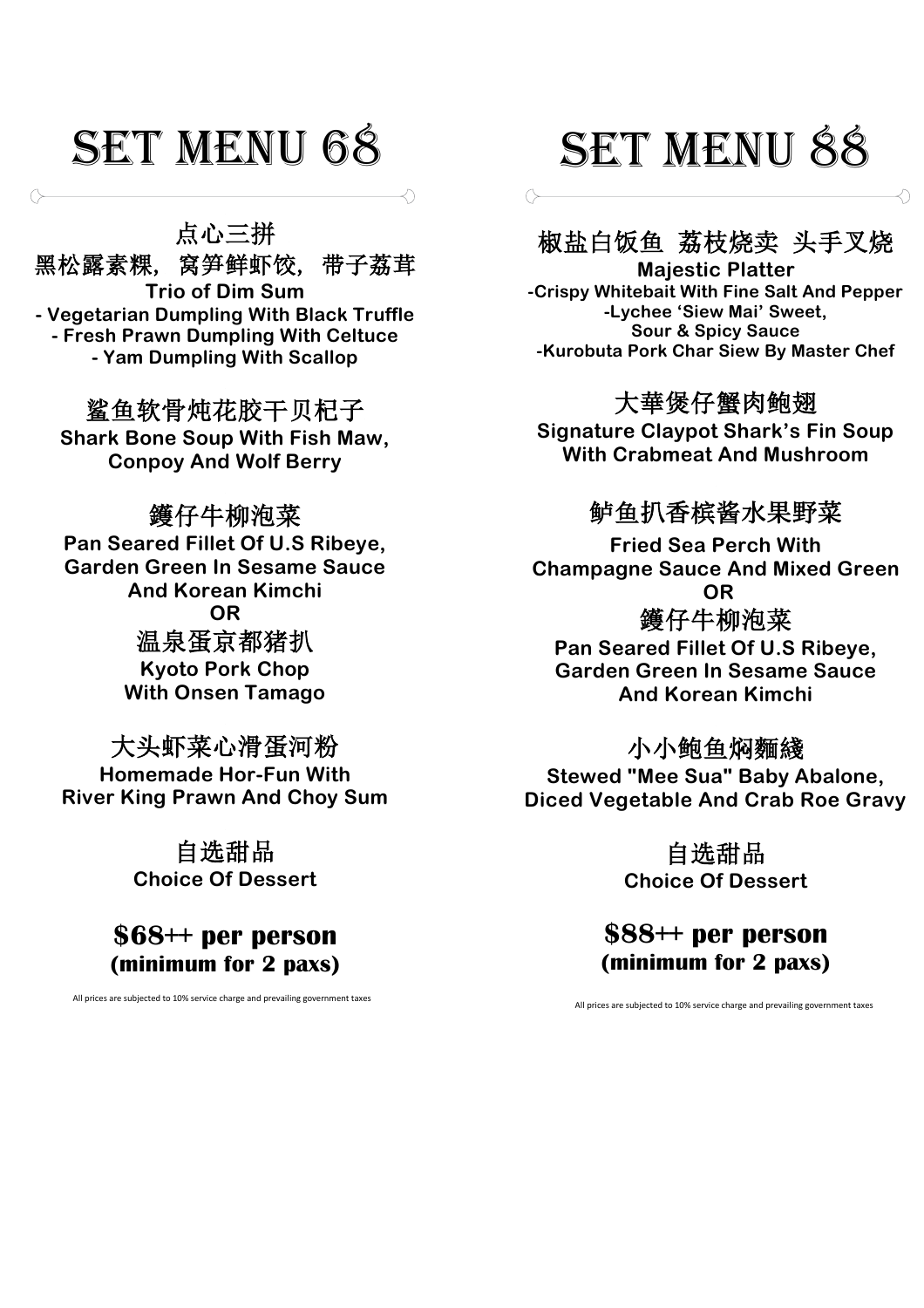# Set Menu 68

点心三拼
黑松露素粿，窝笋鲜虾饺，带子荔茸
**Trio of Dim Sum**
**- Vegetarian Dumpling With Black Truffle**
**- Fresh Prawn Dumpling With Celtuce**
**- Yam Dumpling With Scallop**

鲨鱼软骨炖花胶干贝杞子
**Shark Bone Soup With Fish Maw, Conpoy And Wolf Berry**

鑊仔牛柳泡菜
**Pan Seared Fillet Of U.S Ribeye, Garden Green In Sesame Sauce And Korean Kimchi**
**OR**
温泉蛋京都猪扒
**Kyoto Pork Chop With Onsen Tamago**

大头虾菜心滑蛋河粉
**Homemade Hor-Fun With River King Prawn And Choy Sum**

自选甜品
**Choice Of Dessert**

**$68++ per person**
**(minimum for 2 paxs)**

All prices are subjected to 10% service charge and prevailing government taxes

# Set Menu 88

椒盐白饭鱼 荔枝烧卖 头手叉烧
**Majestic Platter**
**-Crispy Whitebait With Fine Salt And Pepper**
**-Lychee 'Siew Mai' Sweet, Sour & Spicy Sauce**
**-Kurobuta Pork Char Siew By Master Chef**

大華煲仔蟹肉鲍翅
**Signature Claypot Shark's Fin Soup With Crabmeat And Mushroom**

鲈鱼扒香槟酱水果野菜
**Fried Sea Perch With Champagne Sauce And Mixed Green**
**OR**
鑊仔牛柳泡菜
**Pan Seared Fillet Of U.S Ribeye, Garden Green In Sesame Sauce And Korean Kimchi**

小小鲍鱼焖麵綫
**Stewed "Mee Sua" Baby Abalone, Diced Vegetable And Crab Roe Gravy**

自选甜品
**Choice Of Dessert**

**$88++ per person**
**(minimum for 2 paxs)**

All prices are subjected to 10% service charge and prevailing government taxes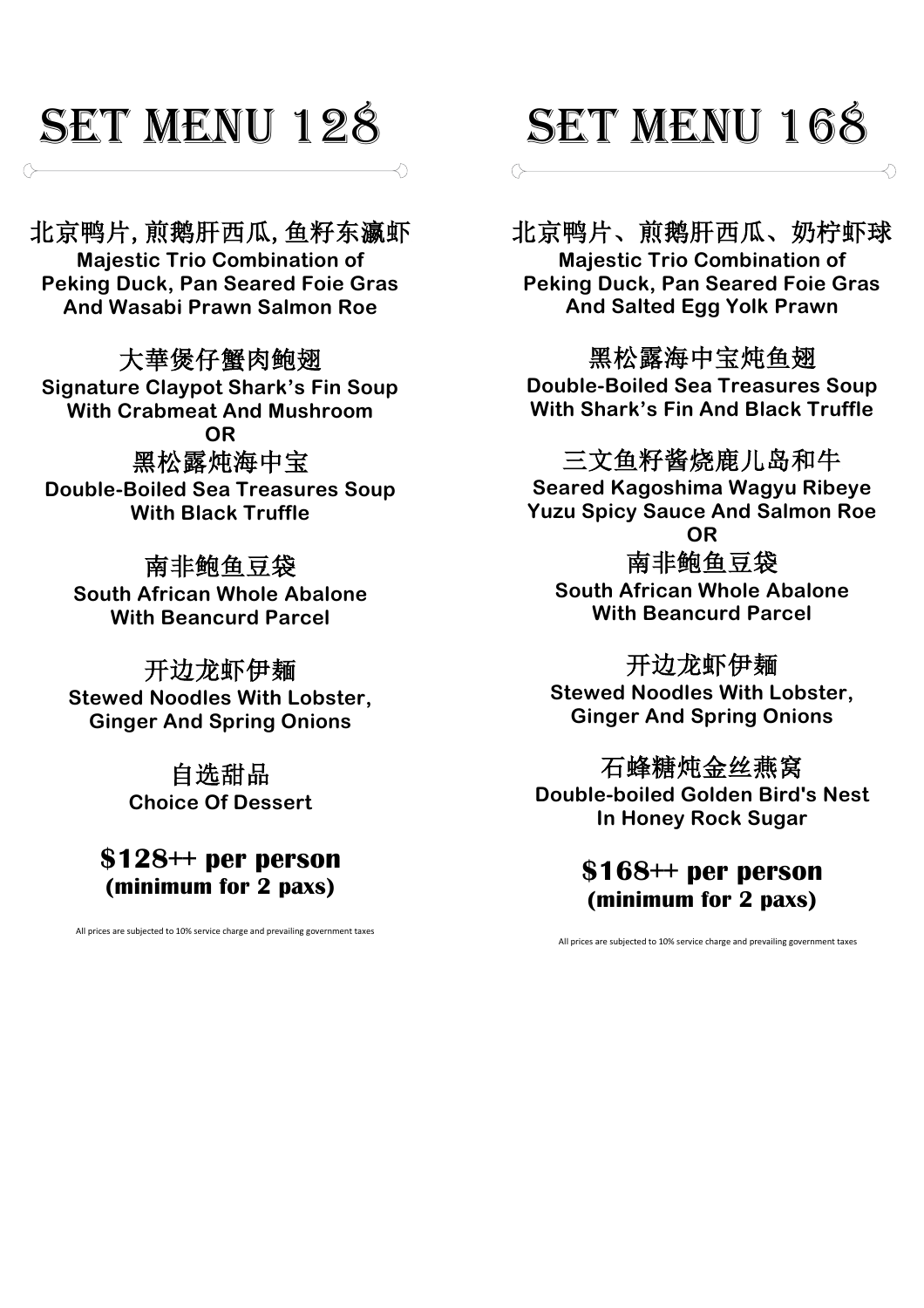# Set Menu 128

北京鸭片, 煎鹅肝西瓜, 鱼籽东瀛虾
**Majestic Trio Combination of Peking Duck, Pan Seared Foie Gras And Wasabi Prawn Salmon Roe**

大華煲仔蟹肉鲍翅
**Signature Claypot Shark's Fin Soup With Crabmeat And Mushroom**

**OR**

黑松露炖海中宝
**Double-Boiled Sea Treasures Soup With Black Truffle**

南非鲍鱼豆袋
**South African Whole Abalone With Beancurd Parcel**

开边龙虾伊麺
**Stewed Noodles With Lobster, Ginger And Spring Onions**

自选甜品
**Choice Of Dessert**

**$128++ per person**
**(minimum for 2 paxs)**

All prices are subjected to 10% service charge and prevailing government taxes

# Set Menu 168

北京鸭片、煎鹅肝西瓜、奶柠虾球
**Majestic Trio Combination of Peking Duck, Pan Seared Foie Gras And Salted Egg Yolk Prawn**

黑松露海中宝炖鱼翅
**Double-Boiled Sea Treasures Soup With Shark's Fin And Black Truffle**

三文鱼籽酱烧鹿儿岛和牛
**Seared Kagoshima Wagyu Ribeye Yuzu Spicy Sauce And Salmon Roe**

**OR**

南非鲍鱼豆袋
**South African Whole Abalone With Beancurd Parcel**

开边龙虾伊麺
**Stewed Noodles With Lobster, Ginger And Spring Onions**

石蜂糖炖金丝燕窝
**Double-boiled Golden Bird's Nest In Honey Rock Sugar**

**$168++ per person**
**(minimum for 2 paxs)**

All prices are subjected to 10% service charge and prevailing government taxes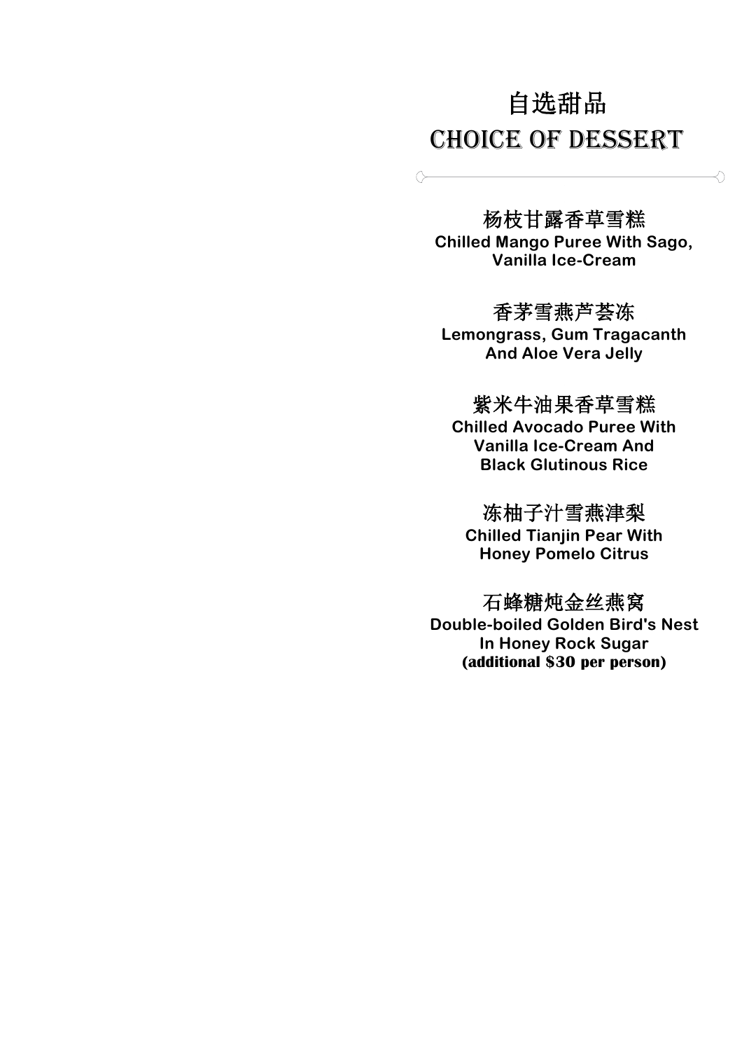# 自选甜品
# CHOICE OF DESSERT

杨枝甘露香草雪糕
**Chilled Mango Puree With Sago,**
**Vanilla Ice-Cream**

香茅雪燕芦荟冻
**Lemongrass, Gum Tragacanth**
**And Aloe Vera Jelly**

紫米牛油果香草雪糕
**Chilled Avocado Puree With**
**Vanilla Ice-Cream And**
**Black Glutinous Rice**

冻柚子汁雪燕津梨
**Chilled Tianjin Pear With**
**Honey Pomelo Citrus**

石蜂糖炖金丝燕窝
**Double-boiled Golden Bird's Nest**
**In Honey Rock Sugar**
**(additional $30 per person)**